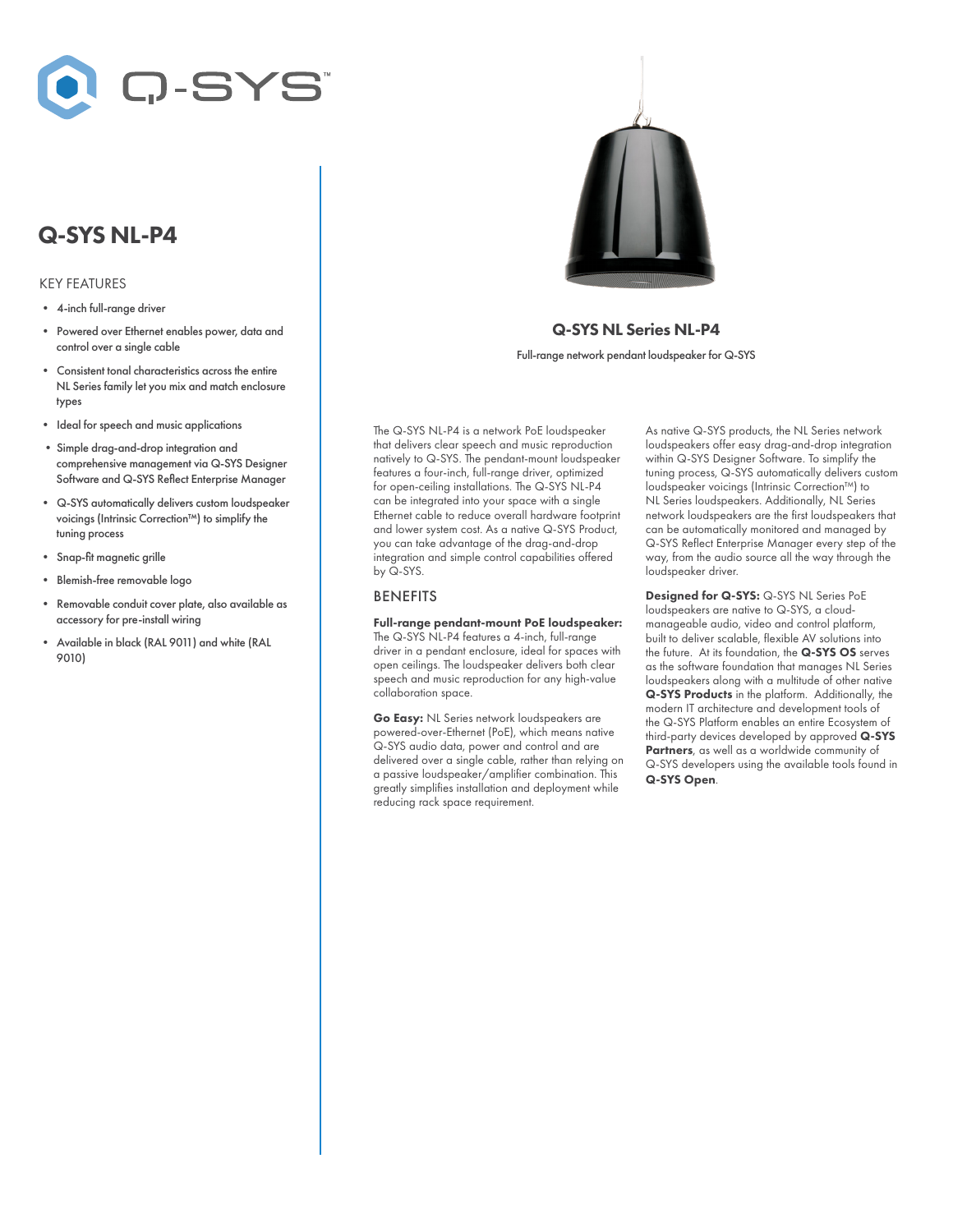# Q-SYS NL-P4

## KEY FEATURES

- 4-inch full-range driver
- Powered over Ethernet enables power, data and control over a single cable
- Consistent tonal characteristics across the entire NL Series family let you mix and match enclosure types
- Ideal for speech and music applications
- Simple drag-and-drop integration and comprehensive management via Q-SYS Designer Software and Q-SYS Reflect Enterprise Manager
- Q-SYS automatically delivers custom loudspeaker voicings (Intrinsic Correction™) to simplify the tuning process
- Snap-fit magnetic grille
- Blemish-free removable logo
- Removable conduit cover plate, also available as accessory for pre-install wiring
- Available in black (RAL 9011) and white (RAL 9010)

**Q-SYS NL Series NL-P4**

Full-range network pendant loudspeaker for Q-SYS

The Q-SYS NL-P4 is a network PoE loudspeaker that delivers clear speech and music reproduction natively to Q-SYS. The pendant-mount loudspeaker features a four-inch, full-range driver, optimized for open-ceiling installations. The Q-SYS NL-P4 can be integrated into your space with a single Ethernet cable to reduce overall hardware footprint and lower system cost. As a native Q-SYS Product, you can take advantage of the drag-and-drop integration and simple control capabilities offered by Q-SYS.

## BENEFITS

**Full-range pendant-mount PoE loudspeaker:** The Q-SYS NL-P4 features a 4-inch, full-range driver in a pendant enclosure, ideal for spaces with open ceilings. The loudspeaker delivers both clear speech and music reproduction for any high-value collaboration space.

**Go Easy:** NL Series network loudspeakers are powered-over-Ethernet (PoE), which means native Q-SYS audio data, power and control and are delivered over a single cable, rather than relying on a passive loudspeaker/amplifier combination. This greatly simplifies installation and deployment while reducing rack space requirement.

As native Q-SYS products, the NL Series network loudspeakers offer easy drag-and-drop integration within Q-SYS Designer Software. To simplify the tuning process, Q-SYS automatically delivers custom loudspeaker voicings (Intrinsic Correction™) to NL Series loudspeakers. Additionally, NL Series network loudspeakers are the first loudspeakers that can be automatically monitored and managed by Q-SYS Reflect Enterprise Manager every step of the way, from the audio source all the way through the loudspeaker driver.

**Designed for Q-SYS:** Q-SYS NL Series PoE loudspeakers are native to Q-SYS, a cloud-manageable audio, video and control platform, built to deliver scalable, flexible AV solutions into the future. At its foundation, the **Q-SYS OS** serves as the software foundation that manages NL Series loudspeakers along with a multitude of other native **Q-SYS Products** in the platform. Additionally, the modern IT architecture and development tools of the Q-SYS Platform enables an entire Ecosystem of third-party devices developed by approved **Q-SYS Partners**, as well as a worldwide community of Q-SYS developers using the available tools found in **Q-SYS Open**.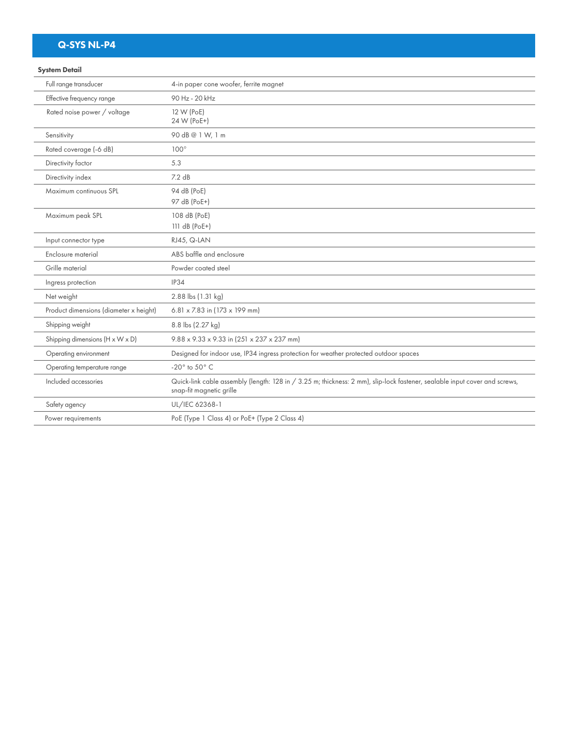# Q-SYS NL-P4

| System Detail | |
|---|---|
| Full range transducer | 4-in paper cone woofer, ferrite magnet |
| Effective frequency range | 90 Hz - 20 kHz |
| Rated noise power / voltage | 12 W (PoE)<br>24 W (PoE+) |
| Sensitivity | 90 dB @ 1 W, 1 m |
| Rated coverage (-6 dB) | 100° |
| Directivity factor | 5.3 |
| Directivity index | 7.2 dB |
| Maximum continuous SPL | 94 dB (PoE)<br>97 dB (PoE+) |
| Maximum peak SPL | 108 dB (PoE)<br>111 dB (PoE+) |
| Input connector type | RJ45, Q-LAN |
| Enclosure material | ABS baffle and enclosure |
| Grille material | Powder coated steel |
| Ingress protection | IP34 |
| Net weight | 2.88 lbs (1.31 kg) |
| Product dimensions (diameter x height) | 6.81 x 7.83 in (173 x 199 mm) |
| Shipping weight | 8.8 lbs (2.27 kg) |
| Shipping dimensions (H x W x D) | 9.88 x 9.33 x 9.33 in (251 x 237 x 237 mm) |
| Operating environment | Designed for indoor use, IP34 ingress protection for weather protected outdoor spaces |
| Operating temperature range | -20° to 50° C |
| Included accessories | Quick-link cable assembly (length: 128 in / 3.25 m; thickness: 2 mm), slip-lock fastener, sealable input cover and screws, snap-fit magnetic grille |
| Safety agency | UL/IEC 62368-1 |
| Power requirements | PoE (Type 1 Class 4) or PoE+ (Type 2 Class 4) |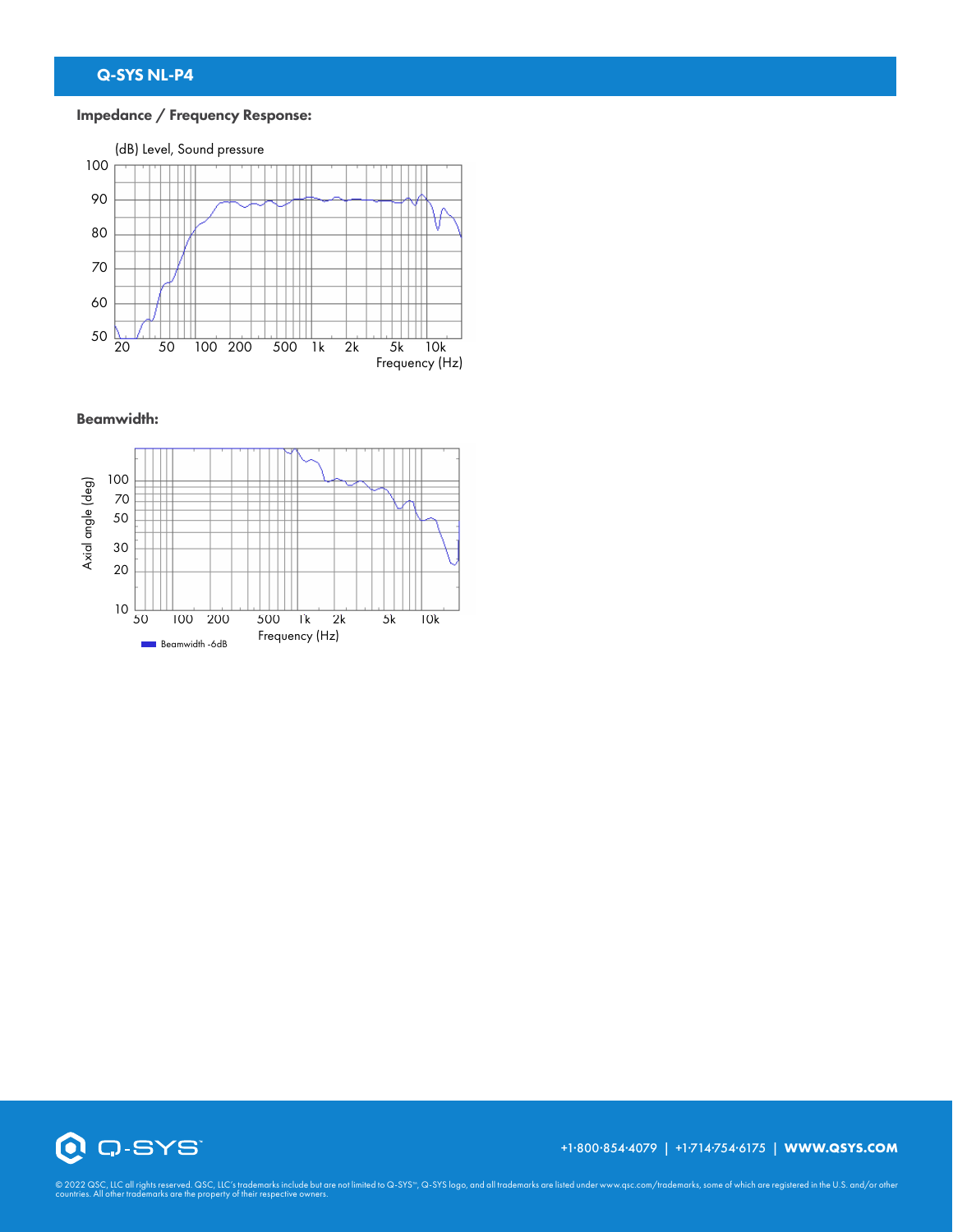## Impedance / Frequency Response:

(dB) Level, Sound pressure

100
90
80
70
60
50

20 50 100 200 500 1k 2k 5k 10k

Frequency (Hz)

## Beamwidth:

Axial angle (deg)

100
70
50
30
20
10

50 100 200 500 1k 2k 5k 10k

Frequency (Hz)

Beamwidth -6dB

© 2022 QSC, LLC all rights reserved. QSC, LLC's trademarks include but are not limited to Q-SYS™, Q-SYS logo, and all trademarks are listed under www.qsc.com/trademarks, some of which are registered in the U.S. and/or other countries. All other trademarks are the property of their respective owners.